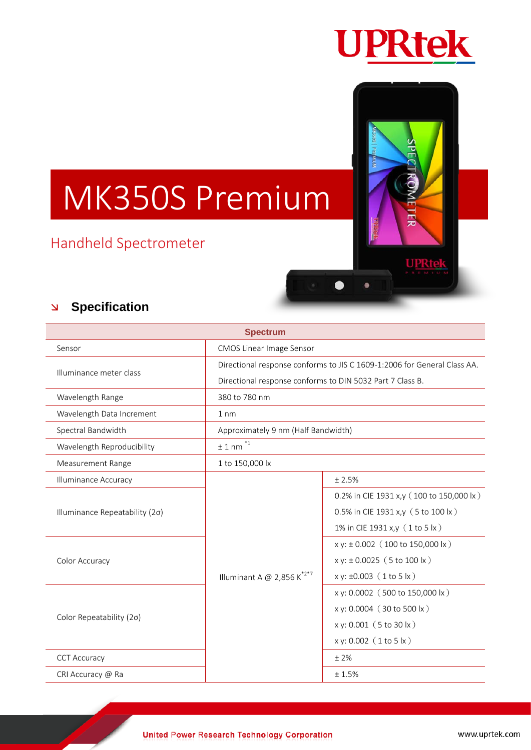# MK350S Premium

## Handheld Spectrometer

## Specification

| Spectrum | | |
|---|---|---|
| Sensor | CMOS Linear Image Sensor | |
| Illuminance meter class | Directional response conforms to JIS C 1609-1:2006 for General Class AA.<br>Directional response conforms to DIN 5032 Part 7 Class B. | |
| Wavelength Range | 380 to 780 nm | |
| Wavelength Data Increment | 1 nm | |
| Spectral Bandwidth | Approximately 9 nm (Half Bandwidth) | |
| Wavelength Reproducibility | ± 1 nm [*1] | |
| Measurement Range | 1 to 150,000 lx | |
| Illuminance Accuracy | Illuminant A @ 2,856 K [*2*7] | ± 2.5% |
| Illuminance Repeatability (2σ) | | 0.2% in CIE 1931 x,y ( 100 to 150,000 lx )<br>0.5% in CIE 1931 x,y ( 5 to 100 lx )<br>1% in CIE 1931 x,y ( 1 to 5 lx ) |
| Color Accuracy | | x y: ± 0.002 ( 100 to 150,000 lx )<br>x y: ± 0.0025 ( 5 to 100 lx )<br>x y: ±0.003 ( 1 to 5 lx ) |
| Color Repeatability (2σ) | | x y: 0.0002 ( 500 to 150,000 lx )<br>x y: 0.0004 ( 30 to 500 lx )<br>x y: 0.001 ( 5 to 30 lx )<br>x y: 0.002 ( 1 to 5 lx ) |
| CCT Accuracy | | ± 2% |
| CRI Accuracy @ Ra | | ± 1.5% |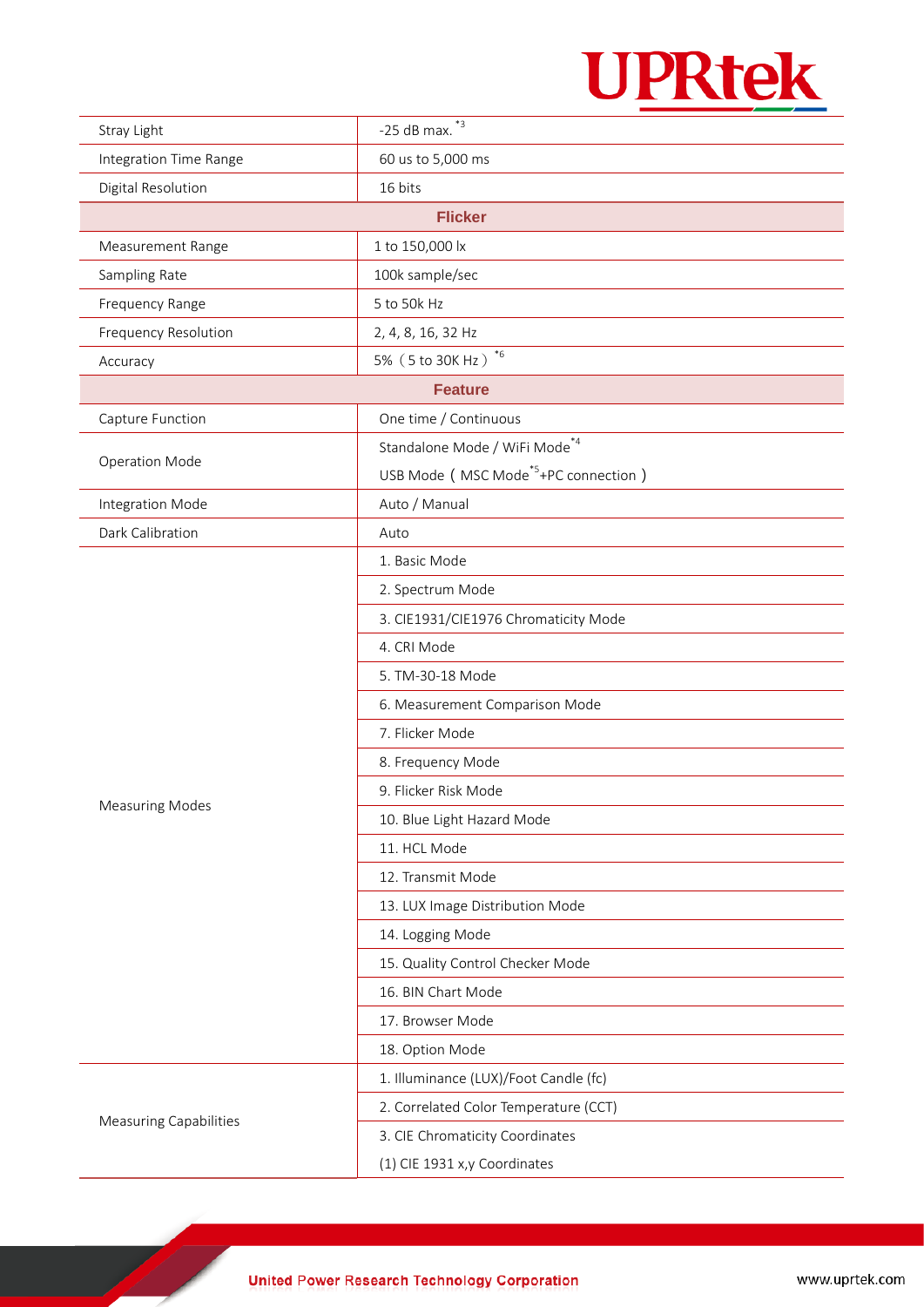| | |
|---|---|
| Stray Light | -25 dB max. [*3] |
| Integration Time Range | 60 us to 5,000 ms |
| Digital Resolution | 16 bits |
| **Flicker** | |
| Measurement Range | 1 to 150,000 lx |
| Sampling Rate | 100k sample/sec |
| Frequency Range | 5 to 50k Hz |
| Frequency Resolution | 2, 4, 8, 16, 32 Hz |
| Accuracy | 5%（5 to 30K Hz）[*6] |
| **Feature** | |
| Capture Function | One time / Continuous |
| Operation Mode | Standalone Mode / WiFi Mode[*4] |
| | USB Mode（MSC Mode[*5]+PC connection） |
| Integration Mode | Auto / Manual |
| Dark Calibration | Auto |
| Measuring Modes | 1. Basic Mode |
| | 2. Spectrum Mode |
| | 3. CIE1931/CIE1976 Chromaticity Mode |
| | 4. CRI Mode |
| | 5. TM-30-18 Mode |
| | 6. Measurement Comparison Mode |
| | 7. Flicker Mode |
| | 8. Frequency Mode |
| | 9. Flicker Risk Mode |
| | 10. Blue Light Hazard Mode |
| | 11. HCL Mode |
| | 12. Transmit Mode |
| | 13. LUX Image Distribution Mode |
| | 14. Logging Mode |
| | 15. Quality Control Checker Mode |
| | 16. BIN Chart Mode |
| | 17. Browser Mode |
| | 18. Option Mode |
| Measuring Capabilities | 1. Illuminance (LUX)/Foot Candle (fc) |
| | 2. Correlated Color Temperature (CCT) |
| | 3. CIE Chromaticity Coordinates |
| | (1) CIE 1931 x,y Coordinates |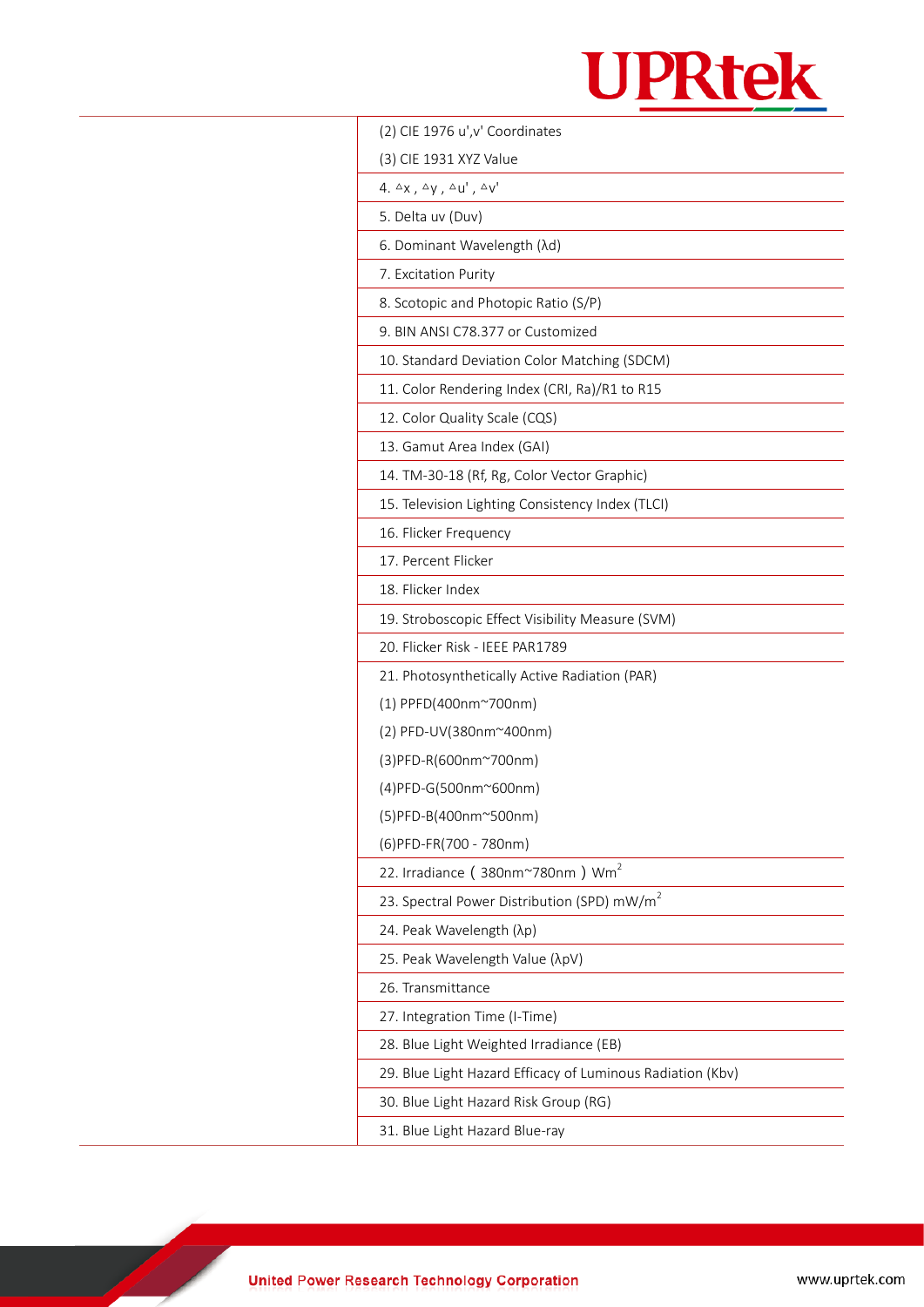| | |
|---|---|
| | (2) CIE 1976 u',v' Coordinates<br>(3) CIE 1931 XYZ Value |
| | 4. △x , △y , △u' , △v' |
| | 5. Delta uv (Duv) |
| | 6. Dominant Wavelength (λd) |
| | 7. Excitation Purity |
| | 8. Scotopic and Photopic Ratio (S/P) |
| | 9. BIN ANSI C78.377 or Customized |
| | 10. Standard Deviation Color Matching (SDCM) |
| | 11. Color Rendering Index (CRI, Ra)/R1 to R15 |
| | 12. Color Quality Scale (CQS) |
| | 13. Gamut Area Index (GAI) |
| | 14. TM-30-18 (Rf, Rg, Color Vector Graphic) |
| | 15. Television Lighting Consistency Index (TLCI) |
| | 16. Flicker Frequency |
| | 17. Percent Flicker |
| | 18. Flicker Index |
| | 19. Stroboscopic Effect Visibility Measure (SVM) |
| | 20. Flicker Risk - IEEE PAR1789 |
| | 21. Photosynthetically Active Radiation (PAR)<br>(1) PPFD(400nm~700nm)<br>(2) PFD-UV(380nm~400nm)<br>(3)PFD-R(600nm~700nm)<br>(4)PFD-G(500nm~600nm)<br>(5)PFD-B(400nm~500nm)<br>(6)PFD-FR(700 - 780nm) |
| | 22. Irradiance（380nm~780nm）$Wm^2$ |
| | 23. Spectral Power Distribution (SPD) $mW/m^2$ |
| | 24. Peak Wavelength (λp) |
| | 25. Peak Wavelength Value (λpV) |
| | 26. Transmittance |
| | 27. Integration Time (I-Time) |
| | 28. Blue Light Weighted Irradiance (EB) |
| | 29. Blue Light Hazard Efficacy of Luminous Radiation (Kbv) |
| | 30. Blue Light Hazard Risk Group (RG) |
| | 31. Blue Light Hazard Blue-ray |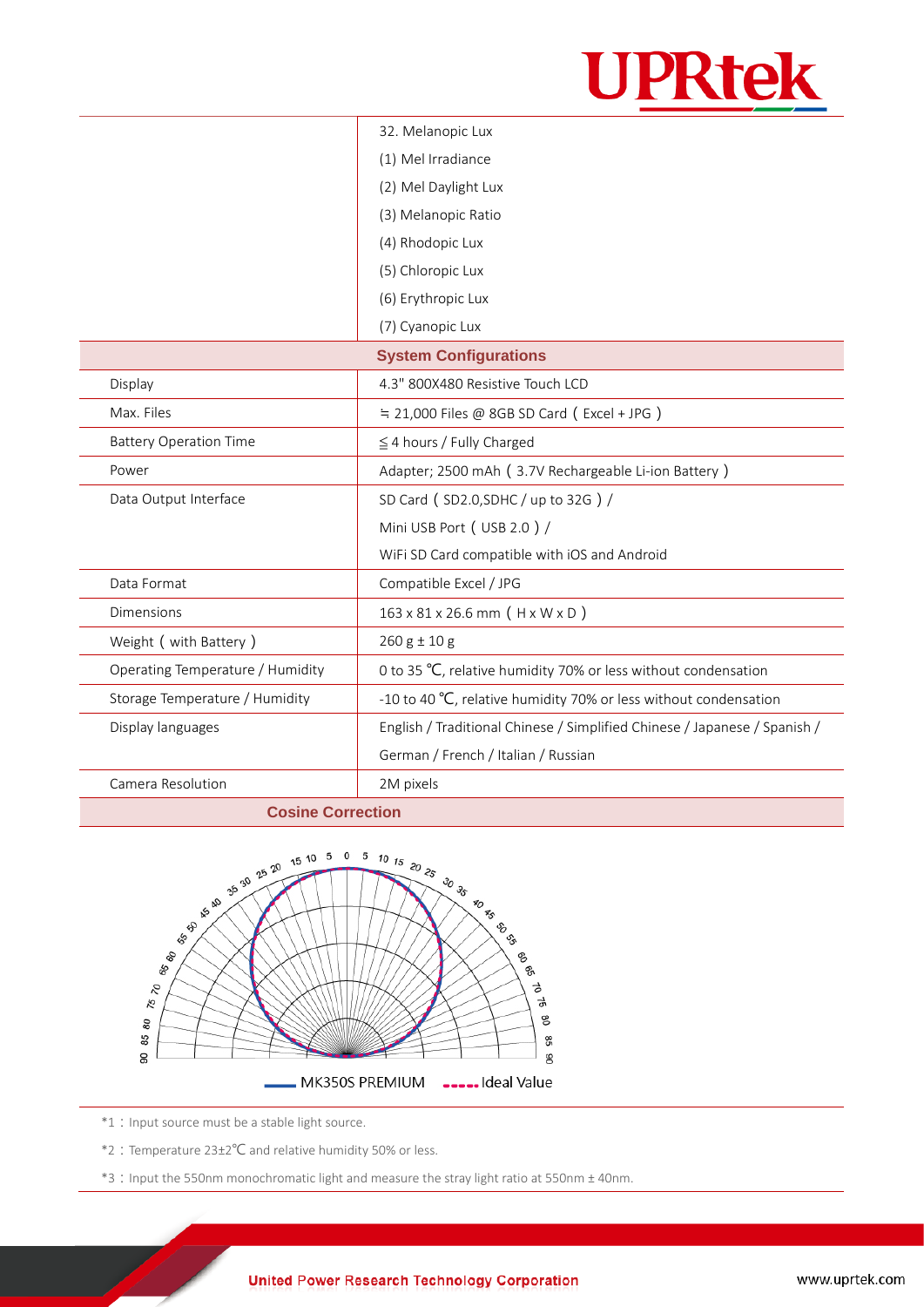| | |
|---|---|
| | 32. Melanopic Lux |
| | (1) Mel Irradiance |
| | (2) Mel Daylight Lux |
| | (3) Melanopic Ratio |
| | (4) Rhodopic Lux |
| | (5) Chloropic Lux |
| | (6) Erythropic Lux |
| | (7) Cyanopic Lux |
| **System Configurations** | |
| Display | 4.3" 800X480 Resistive Touch LCD |
| Max. Files | ≒ 21,000 Files @ 8GB SD Card（Excel + JPG） |
| Battery Operation Time | ≦ 4 hours / Fully Charged |
| Power | Adapter; 2500 mAh（3.7V Rechargeable Li-ion Battery） |
| Data Output Interface | SD Card（SD2.0,SDHC / up to 32G）/<br>Mini USB Port（USB 2.0）/<br>WiFi SD Card compatible with iOS and Android |
| Data Format | Compatible Excel / JPG |
| Dimensions | 163 x 81 x 26.6 mm（H x W x D） |
| Weight（with Battery） | 260 g ± 10 g |
| Operating Temperature / Humidity | 0 to 35 ℃, relative humidity 70% or less without condensation |
| Storage Temperature / Humidity | -10 to 40 ℃, relative humidity 70% or less without condensation |
| Display languages | English / Traditional Chinese / Simplified Chinese / Japanese / Spanish / German / French / Italian / Russian |
| Camera Resolution | 2M pixels |

**Cosine Correction**

MK350S PREMIUM　Ideal Value

*1：Input source must be a stable light source.

*2：Temperature 23±2℃ and relative humidity 50% or less.

*3：Input the 550nm monochromatic light and measure the stray light ratio at 550nm ± 40nm.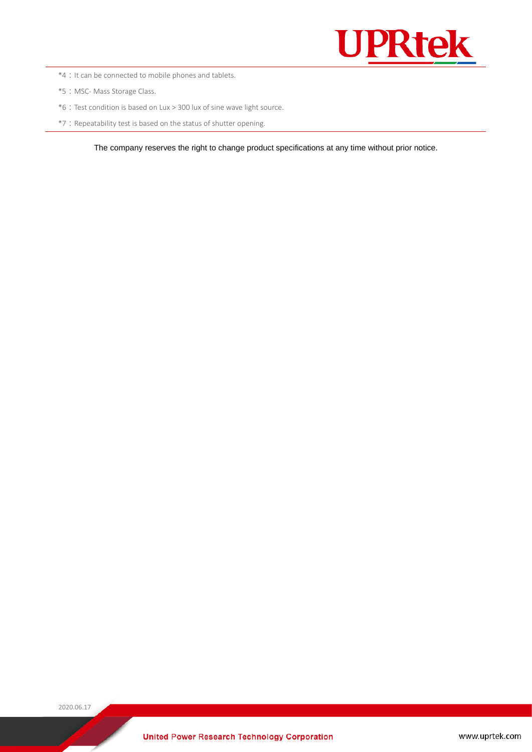*4：It can be connected to mobile phones and tablets.

*5：MSC- Mass Storage Class.

*6：Test condition is based on Lux > 300 lux of sine wave light source.

*7：Repeatability test is based on the status of shutter opening.

The company reserves the right to change product specifications at any time without prior notice.